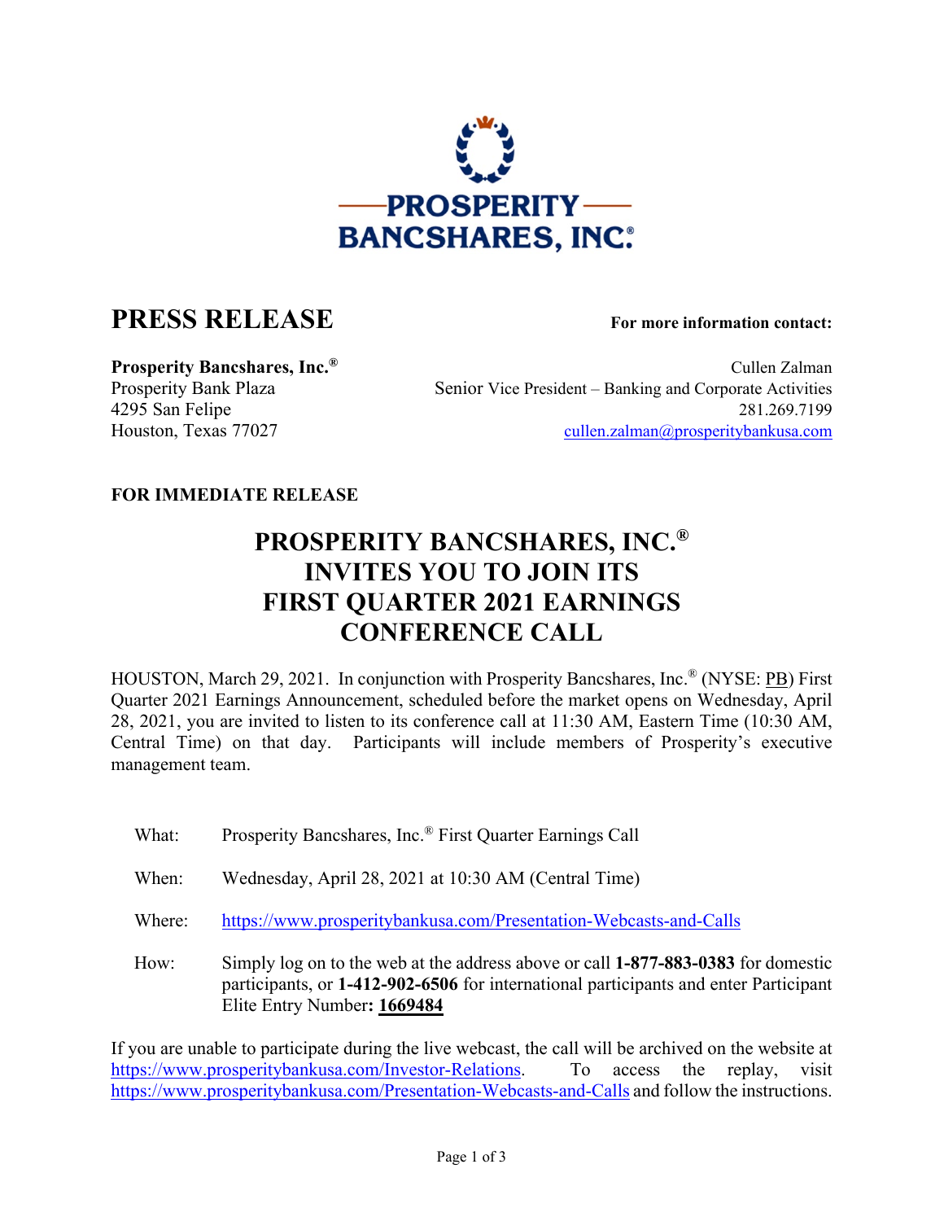PROSPERITY BANCSHARES, INC.®

# PRESS RELEASE

**For more information contact:**

**Prosperity Bancshares, Inc.®**
Prosperity Bank Plaza
4295 San Felipe
Houston, Texas 77027

Cullen Zalman
Senior Vice President – Banking and Corporate Activities
281.269.7199
cullen.zalman@prosperitybankusa.com

**FOR IMMEDIATE RELEASE**

## PROSPERITY BANCSHARES, INC.® INVITES YOU TO JOIN ITS FIRST QUARTER 2021 EARNINGS CONFERENCE CALL

HOUSTON, March 29, 2021. In conjunction with Prosperity Bancshares, Inc.® (NYSE: PB) First Quarter 2021 Earnings Announcement, scheduled before the market opens on Wednesday, April 28, 2021, you are invited to listen to its conference call at 11:30 AM, Eastern Time (10:30 AM, Central Time) on that day. Participants will include members of Prosperity's executive management team.

| | |
|---|---|
| What: | Prosperity Bancshares, Inc.® First Quarter Earnings Call |
| When: | Wednesday, April 28, 2021 at 10:30 AM (Central Time) |
| Where: | https://www.prosperitybankusa.com/Presentation-Webcasts-and-Calls |
| How: | Simply log on to the web at the address above or call **1-877-883-0383** for domestic participants, or **1-412-902-6506** for international participants and enter Participant Elite Entry Number**: 1669484** |

If you are unable to participate during the live webcast, the call will be archived on the website at https://www.prosperitybankusa.com/Investor-Relations. To access the replay, visit https://www.prosperitybankusa.com/Presentation-Webcasts-and-Calls and follow the instructions.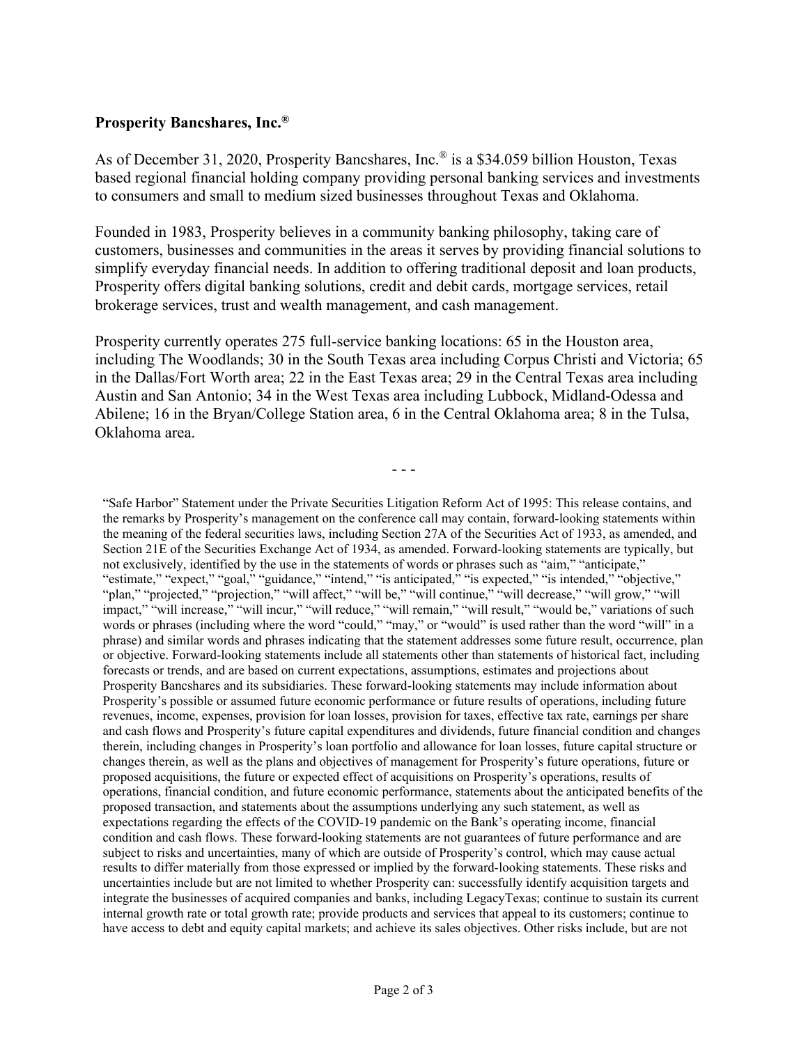**Prosperity Bancshares, Inc.®**

As of December 31, 2020, Prosperity Bancshares, Inc.® is a $34.059 billion Houston, Texas based regional financial holding company providing personal banking services and investments to consumers and small to medium sized businesses throughout Texas and Oklahoma.

Founded in 1983, Prosperity believes in a community banking philosophy, taking care of customers, businesses and communities in the areas it serves by providing financial solutions to simplify everyday financial needs. In addition to offering traditional deposit and loan products, Prosperity offers digital banking solutions, credit and debit cards, mortgage services, retail brokerage services, trust and wealth management, and cash management.

Prosperity currently operates 275 full-service banking locations: 65 in the Houston area, including The Woodlands; 30 in the South Texas area including Corpus Christi and Victoria; 65 in the Dallas/Fort Worth area; 22 in the East Texas area; 29 in the Central Texas area including Austin and San Antonio; 34 in the West Texas area including Lubbock, Midland-Odessa and Abilene; 16 in the Bryan/College Station area, 6 in the Central Oklahoma area; 8 in the Tulsa, Oklahoma area.

- - -

"Safe Harbor" Statement under the Private Securities Litigation Reform Act of 1995: This release contains, and the remarks by Prosperity's management on the conference call may contain, forward-looking statements within the meaning of the federal securities laws, including Section 27A of the Securities Act of 1933, as amended, and Section 21E of the Securities Exchange Act of 1934, as amended. Forward-looking statements are typically, but not exclusively, identified by the use in the statements of words or phrases such as "aim," "anticipate," "estimate," "expect," "goal," "guidance," "intend," "is anticipated," "is expected," "is intended," "objective," "plan," "projected," "projection," "will affect," "will be," "will continue," "will decrease," "will grow," "will impact," "will increase," "will incur," "will reduce," "will remain," "will result," "would be," variations of such words or phrases (including where the word "could," "may," or "would" is used rather than the word "will" in a phrase) and similar words and phrases indicating that the statement addresses some future result, occurrence, plan or objective. Forward-looking statements include all statements other than statements of historical fact, including forecasts or trends, and are based on current expectations, assumptions, estimates and projections about Prosperity Bancshares and its subsidiaries. These forward-looking statements may include information about Prosperity's possible or assumed future economic performance or future results of operations, including future revenues, income, expenses, provision for loan losses, provision for taxes, effective tax rate, earnings per share and cash flows and Prosperity's future capital expenditures and dividends, future financial condition and changes therein, including changes in Prosperity's loan portfolio and allowance for loan losses, future capital structure or changes therein, as well as the plans and objectives of management for Prosperity's future operations, future or proposed acquisitions, the future or expected effect of acquisitions on Prosperity's operations, results of operations, financial condition, and future economic performance, statements about the anticipated benefits of the proposed transaction, and statements about the assumptions underlying any such statement, as well as expectations regarding the effects of the COVID-19 pandemic on the Bank's operating income, financial condition and cash flows. These forward-looking statements are not guarantees of future performance and are subject to risks and uncertainties, many of which are outside of Prosperity's control, which may cause actual results to differ materially from those expressed or implied by the forward-looking statements. These risks and uncertainties include but are not limited to whether Prosperity can: successfully identify acquisition targets and integrate the businesses of acquired companies and banks, including LegacyTexas; continue to sustain its current internal growth rate or total growth rate; provide products and services that appeal to its customers; continue to have access to debt and equity capital markets; and achieve its sales objectives. Other risks include, but are not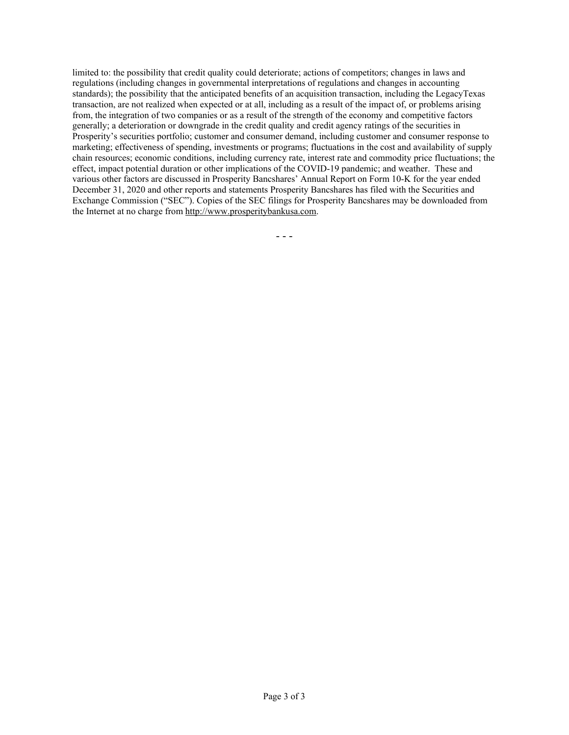limited to: the possibility that credit quality could deteriorate; actions of competitors; changes in laws and regulations (including changes in governmental interpretations of regulations and changes in accounting standards); the possibility that the anticipated benefits of an acquisition transaction, including the LegacyTexas transaction, are not realized when expected or at all, including as a result of the impact of, or problems arising from, the integration of two companies or as a result of the strength of the economy and competitive factors generally; a deterioration or downgrade in the credit quality and credit agency ratings of the securities in Prosperity's securities portfolio; customer and consumer demand, including customer and consumer response to marketing; effectiveness of spending, investments or programs; fluctuations in the cost and availability of supply chain resources; economic conditions, including currency rate, interest rate and commodity price fluctuations; the effect, impact potential duration or other implications of the COVID-19 pandemic; and weather. These and various other factors are discussed in Prosperity Bancshares' Annual Report on Form 10-K for the year ended December 31, 2020 and other reports and statements Prosperity Bancshares has filed with the Securities and Exchange Commission ("SEC"). Copies of the SEC filings for Prosperity Bancshares may be downloaded from the Internet at no charge from http://www.prosperitybankusa.com.

- - -